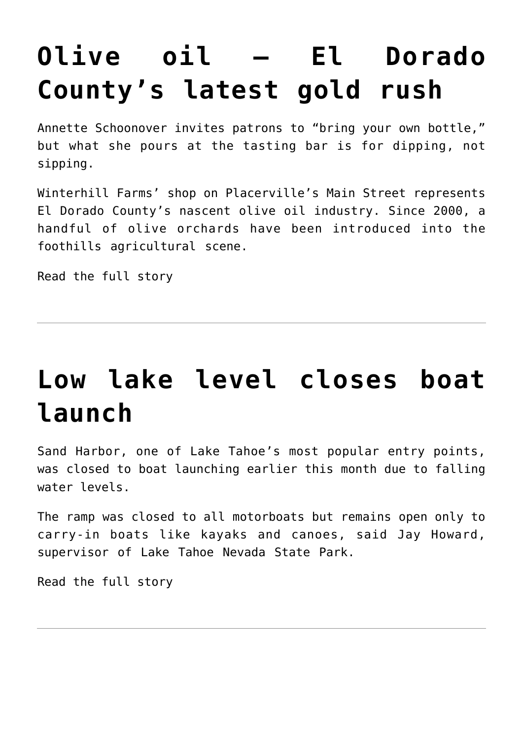# Olive oil — El Dorado County's latest gold rush

Annette Schoonover invites patrons to "bring your own bottle," but what she pours at the tasting bar is for dipping, not sipping.

Winterhill Farms' shop on Placerville's Main Street represents El Dorado County's nascent olive oil industry. Since 2000, a handful of olive orchards have been introduced into the foothills agricultural scene.

Read the full story

---

# Low lake level closes boat launch

Sand Harbor, one of Lake Tahoe's most popular entry points, was closed to boat launching earlier this month due to falling water levels.

The ramp was closed to all motorboats but remains open only to carry-in boats like kayaks and canoes, said Jay Howard, supervisor of Lake Tahoe Nevada State Park.

Read the full story

---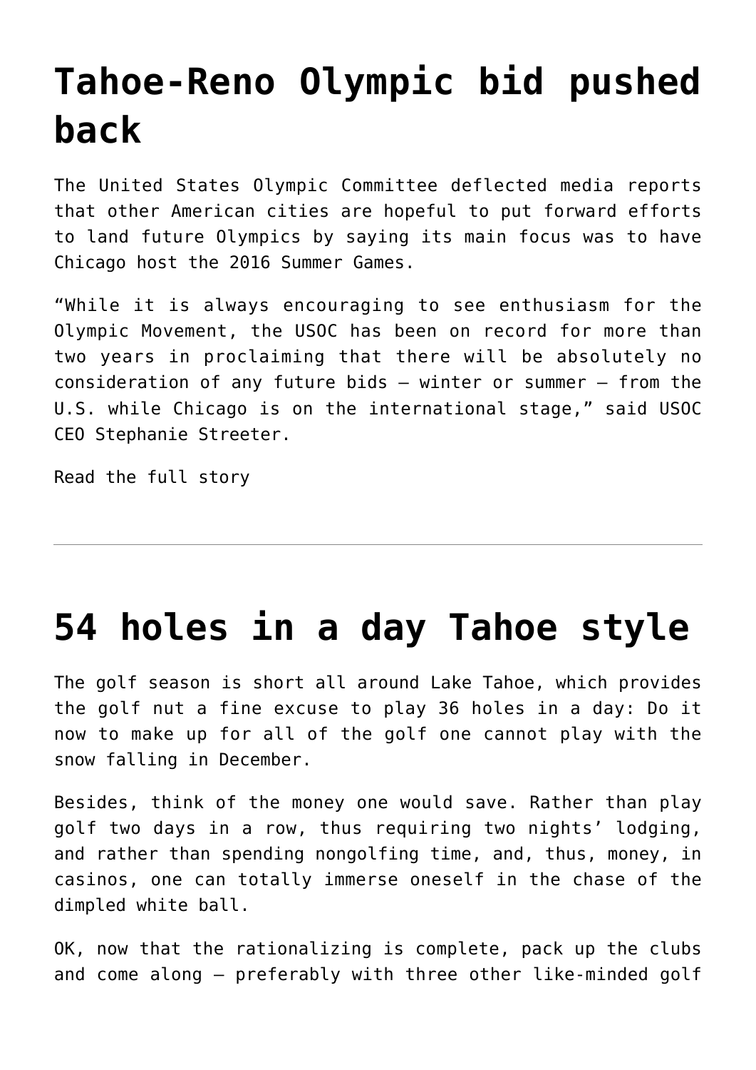# Tahoe-Reno Olympic bid pushed back

The United States Olympic Committee deflected media reports that other American cities are hopeful to put forward efforts to land future Olympics by saying its main focus was to have Chicago host the 2016 Summer Games.

"While it is always encouraging to see enthusiasm for the Olympic Movement, the USOC has been on record for more than two years in proclaiming that there will be absolutely no consideration of any future bids — winter or summer — from the U.S. while Chicago is on the international stage," said USOC CEO Stephanie Streeter.

Read the full story

---

# 54 holes in a day Tahoe style

The golf season is short all around Lake Tahoe, which provides the golf nut a fine excuse to play 36 holes in a day: Do it now to make up for all of the golf one cannot play with the snow falling in December.

Besides, think of the money one would save. Rather than play golf two days in a row, thus requiring two nights' lodging, and rather than spending nongolfing time, and, thus, money, in casinos, one can totally immerse oneself in the chase of the dimpled white ball.

OK, now that the rationalizing is complete, pack up the clubs and come along — preferably with three other like-minded golf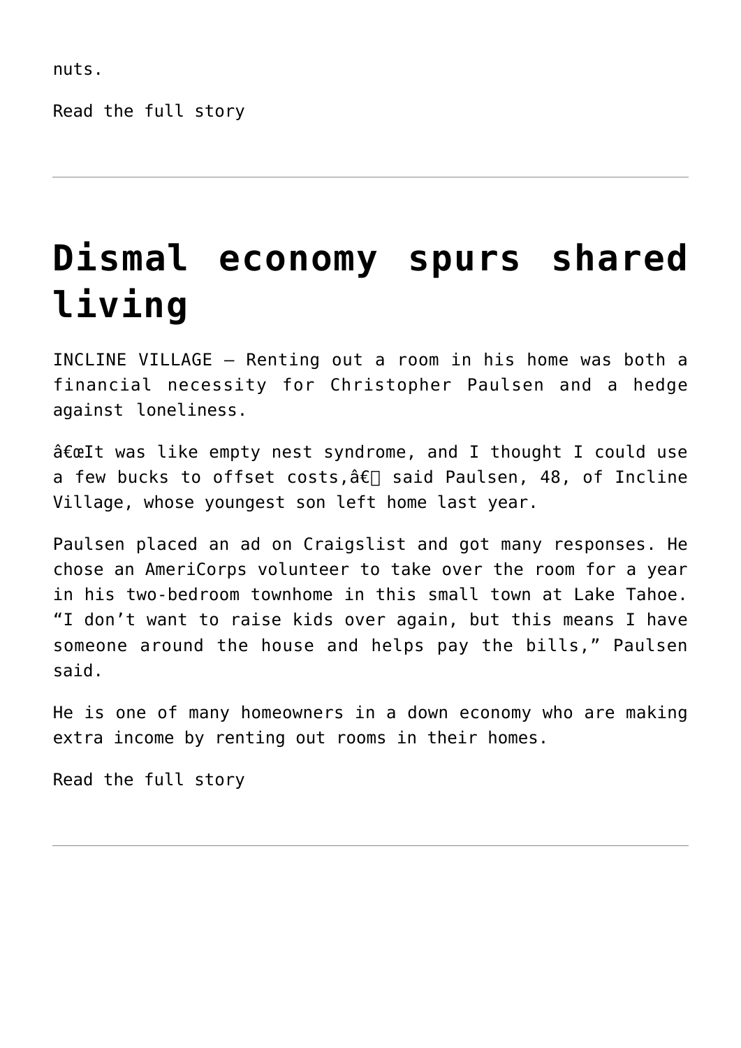nuts.

Read the full story

---

# Dismal economy spurs shared living

INCLINE VILLAGE — Renting out a room in his home was both a financial necessity for Christopher Paulsen and a hedge against loneliness.

â€œIt was like empty nest syndrome, and I thought I could use a few bucks to offset costs,â€ said Paulsen, 48, of Incline Village, whose youngest son left home last year.

Paulsen placed an ad on Craigslist and got many responses. He chose an AmeriCorps volunteer to take over the room for a year in his two-bedroom townhome in this small town at Lake Tahoe. “I don’t want to raise kids over again, but this means I have someone around the house and helps pay the bills,” Paulsen said.

He is one of many homeowners in a down economy who are making extra income by renting out rooms in their homes.

Read the full story

---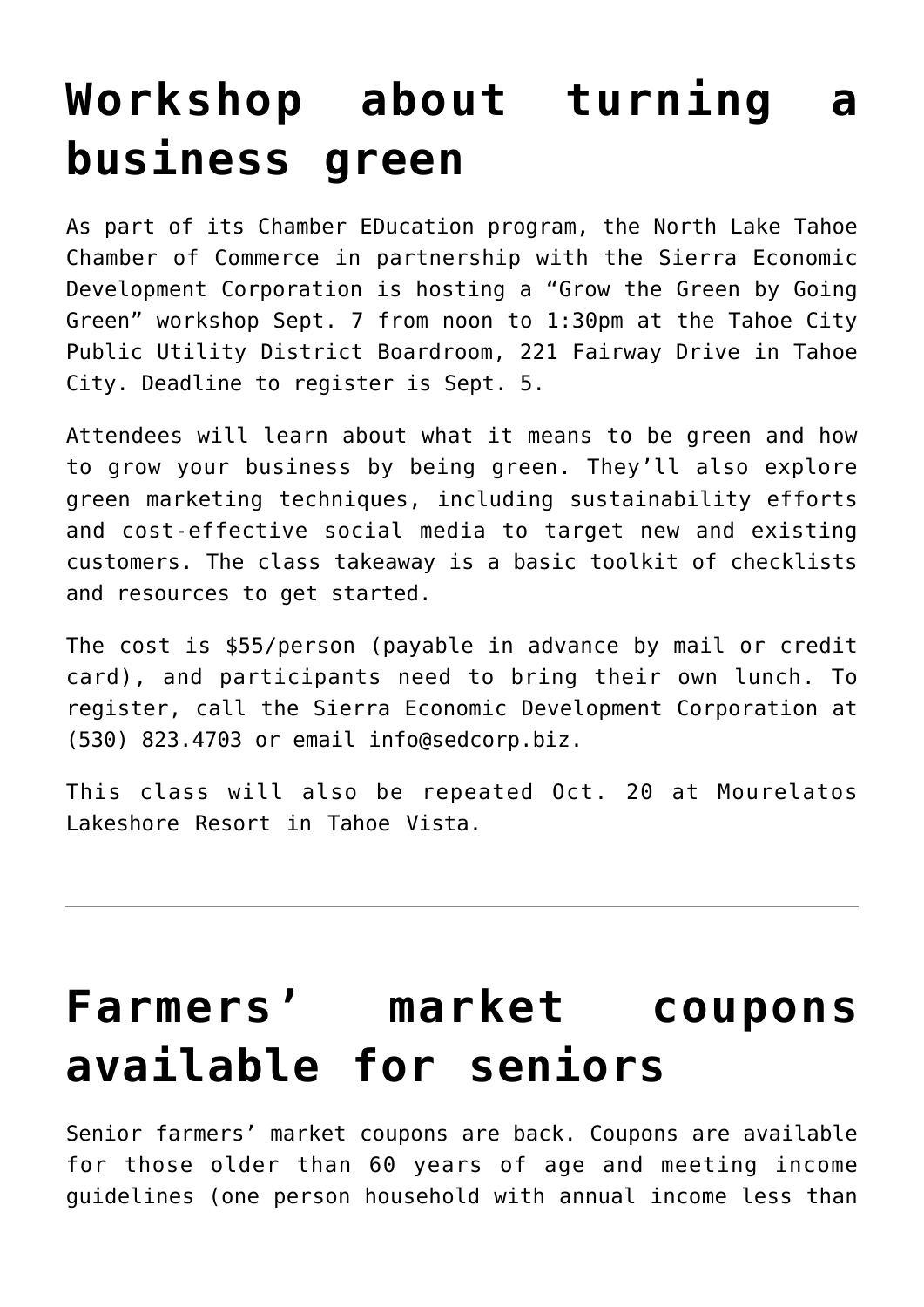# Workshop about turning a business green

As part of its Chamber EDucation program, the North Lake Tahoe Chamber of Commerce in partnership with the Sierra Economic Development Corporation is hosting a "Grow the Green by Going Green" workshop Sept. 7 from noon to 1:30pm at the Tahoe City Public Utility District Boardroom, 221 Fairway Drive in Tahoe City. Deadline to register is Sept. 5.

Attendees will learn about what it means to be green and how to grow your business by being green. They'll also explore green marketing techniques, including sustainability efforts and cost-effective social media to target new and existing customers. The class takeaway is a basic toolkit of checklists and resources to get started.

The cost is $55/person (payable in advance by mail or credit card), and participants need to bring their own lunch. To register, call the Sierra Economic Development Corporation at (530) 823.4703 or email info@sedcorp.biz.

This class will also be repeated Oct. 20 at Mourelatos Lakeshore Resort in Tahoe Vista.

---

# Farmers' market coupons available for seniors

Senior farmers' market coupons are back. Coupons are available for those older than 60 years of age and meeting income guidelines (one person household with annual income less than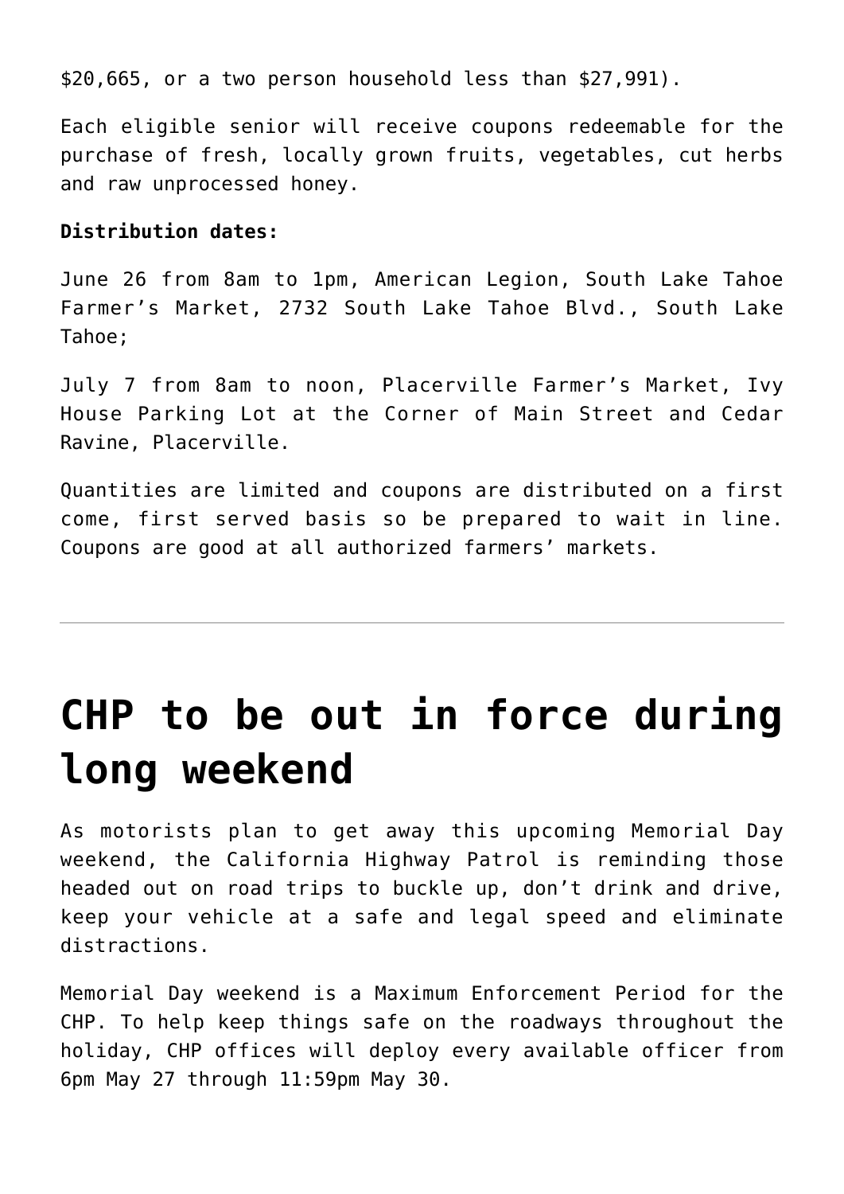$20,665, or a two person household less than $27,991).

Each eligible senior will receive coupons redeemable for the purchase of fresh, locally grown fruits, vegetables, cut herbs and raw unprocessed honey.

**Distribution dates:**

June 26 from 8am to 1pm, American Legion, South Lake Tahoe Farmer's Market, 2732 South Lake Tahoe Blvd., South Lake Tahoe;

July 7 from 8am to noon, Placerville Farmer's Market, Ivy House Parking Lot at the Corner of Main Street and Cedar Ravine, Placerville.

Quantities are limited and coupons are distributed on a first come, first served basis so be prepared to wait in line. Coupons are good at all authorized farmers' markets.

---

# CHP to be out in force during long weekend

As motorists plan to get away this upcoming Memorial Day weekend, the California Highway Patrol is reminding those headed out on road trips to buckle up, don't drink and drive, keep your vehicle at a safe and legal speed and eliminate distractions.

Memorial Day weekend is a Maximum Enforcement Period for the CHP. To help keep things safe on the roadways throughout the holiday, CHP offices will deploy every available officer from 6pm May 27 through 11:59pm May 30.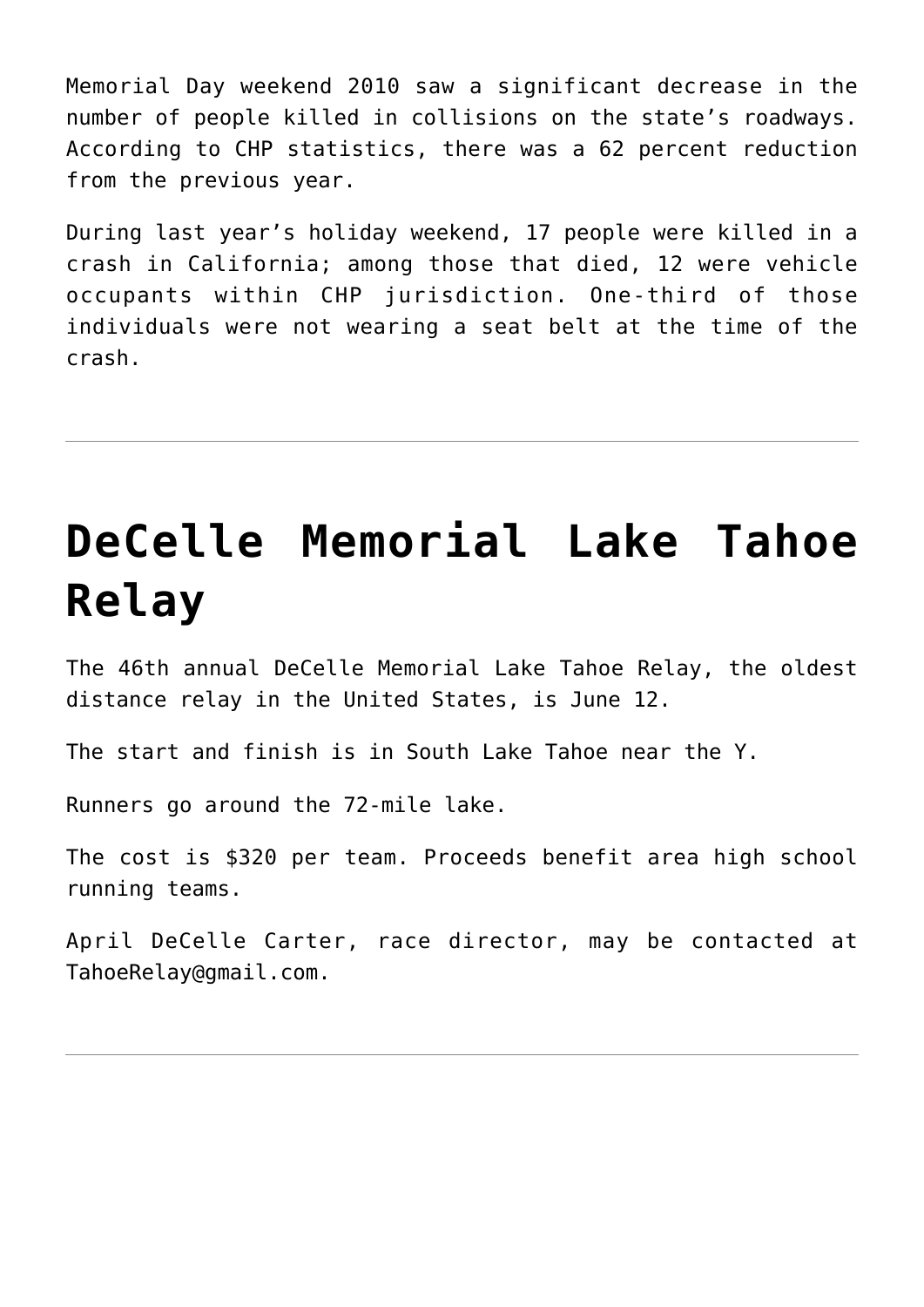Memorial Day weekend 2010 saw a significant decrease in the number of people killed in collisions on the state's roadways. According to CHP statistics, there was a 62 percent reduction from the previous year.

During last year's holiday weekend, 17 people were killed in a crash in California; among those that died, 12 were vehicle occupants within CHP jurisdiction. One-third of those individuals were not wearing a seat belt at the time of the crash.

---

# DeCelle Memorial Lake Tahoe Relay

The 46th annual DeCelle Memorial Lake Tahoe Relay, the oldest distance relay in the United States, is June 12.

The start and finish is in South Lake Tahoe near the Y.

Runners go around the 72-mile lake.

The cost is $320 per team. Proceeds benefit area high school running teams.

April DeCelle Carter, race director, may be contacted at TahoeRelay@gmail.com.

---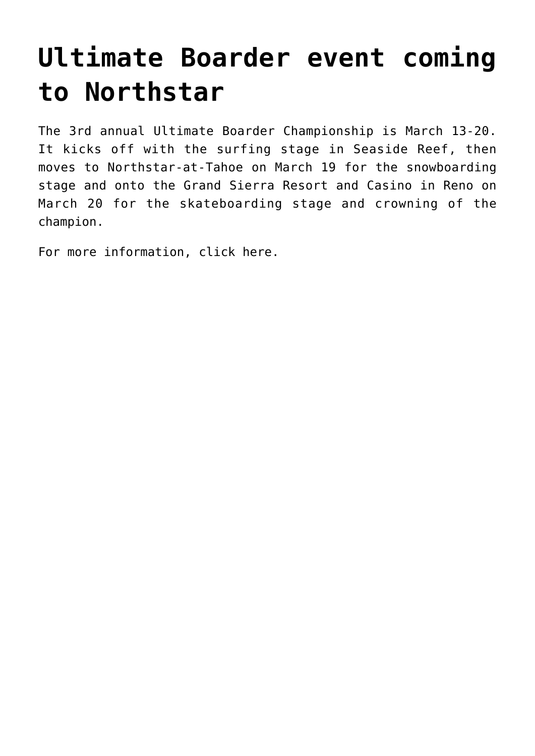# Ultimate Boarder event coming to Northstar

The 3rd annual Ultimate Boarder Championship is March 13-20. It kicks off with the surfing stage in Seaside Reef, then moves to Northstar-at-Tahoe on March 19 for the snowboarding stage and onto the Grand Sierra Resort and Casino in Reno on March 20 for the skateboarding stage and crowning of the champion.

For more information, click here.